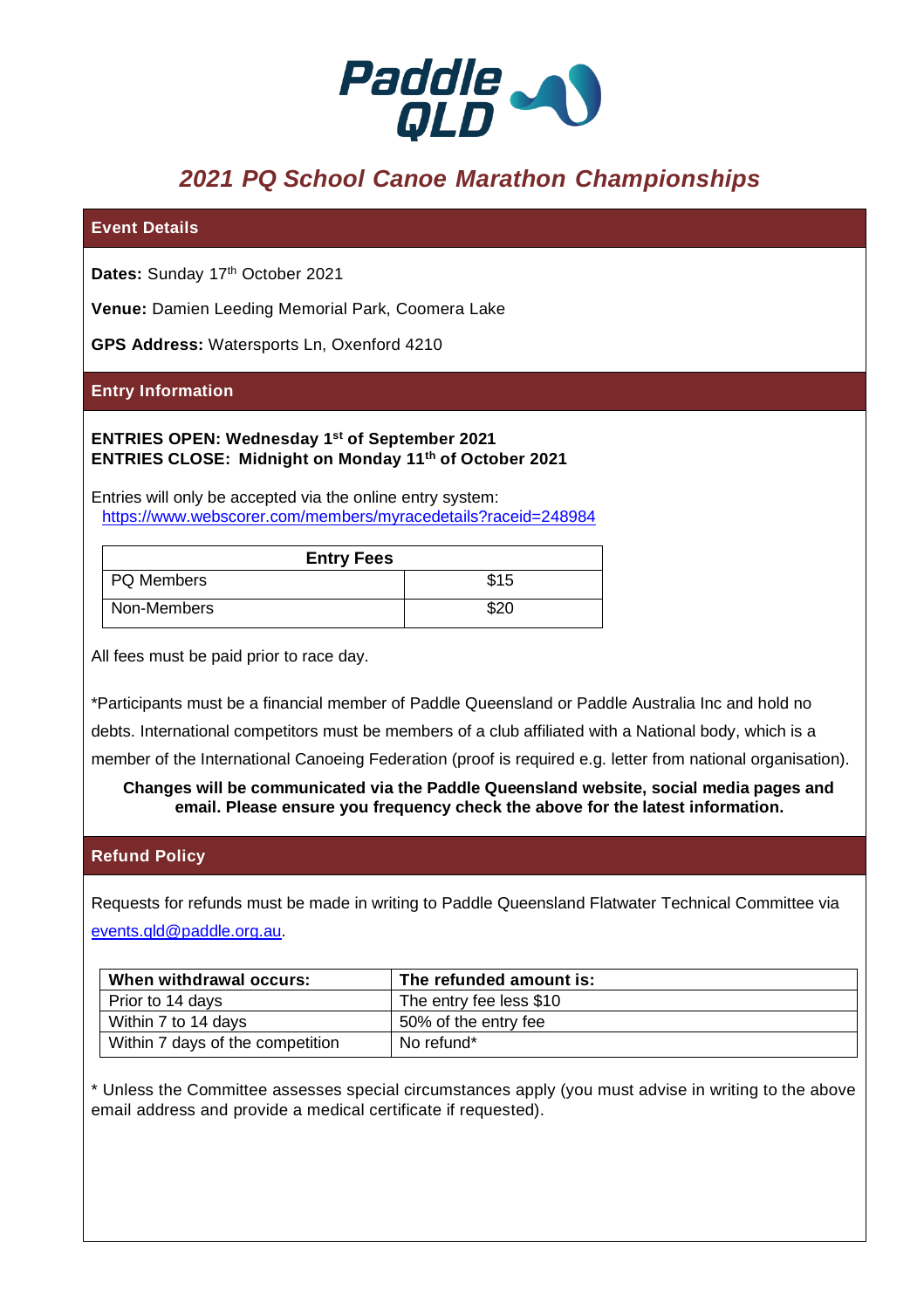Paddle QLD

# 2021 PQ School Canoe Marathon Championships

## Event Details

**Dates:** Sunday 17th October 2021

**Venue:** Damien Leeding Memorial Park, Coomera Lake

**GPS Address:** Watersports Ln, Oxenford 4210

## Entry Information

**ENTRIES OPEN: Wednesday 1st of September 2021**
**ENTRIES CLOSE: Midnight on Monday 11th of October 2021**

Entries will only be accepted via the online entry system:
https://www.webscorer.com/members/myracedetails?raceid=248984

| Entry Fees | |
|---|---|
| PQ Members | $15 |
| Non-Members | $20 |

All fees must be paid prior to race day.

*Participants must be a financial member of Paddle Queensland or Paddle Australia Inc and hold no debts. International competitors must be members of a club affiliated with a National body, which is a member of the International Canoeing Federation (proof is required e.g. letter from national organisation).

**Changes will be communicated via the Paddle Queensland website, social media pages and email. Please ensure you frequency check the above for the latest information.**

## Refund Policy

Requests for refunds must be made in writing to Paddle Queensland Flatwater Technical Committee via events.qld@paddle.org.au.

| When withdrawal occurs: | The refunded amount is: |
|---|---|
| Prior to 14 days | The entry fee less $10 |
| Within 7 to 14 days | 50% of the entry fee |
| Within 7 days of the competition | No refund* |

* Unless the Committee assesses special circumstances apply (you must advise in writing to the above email address and provide a medical certificate if requested).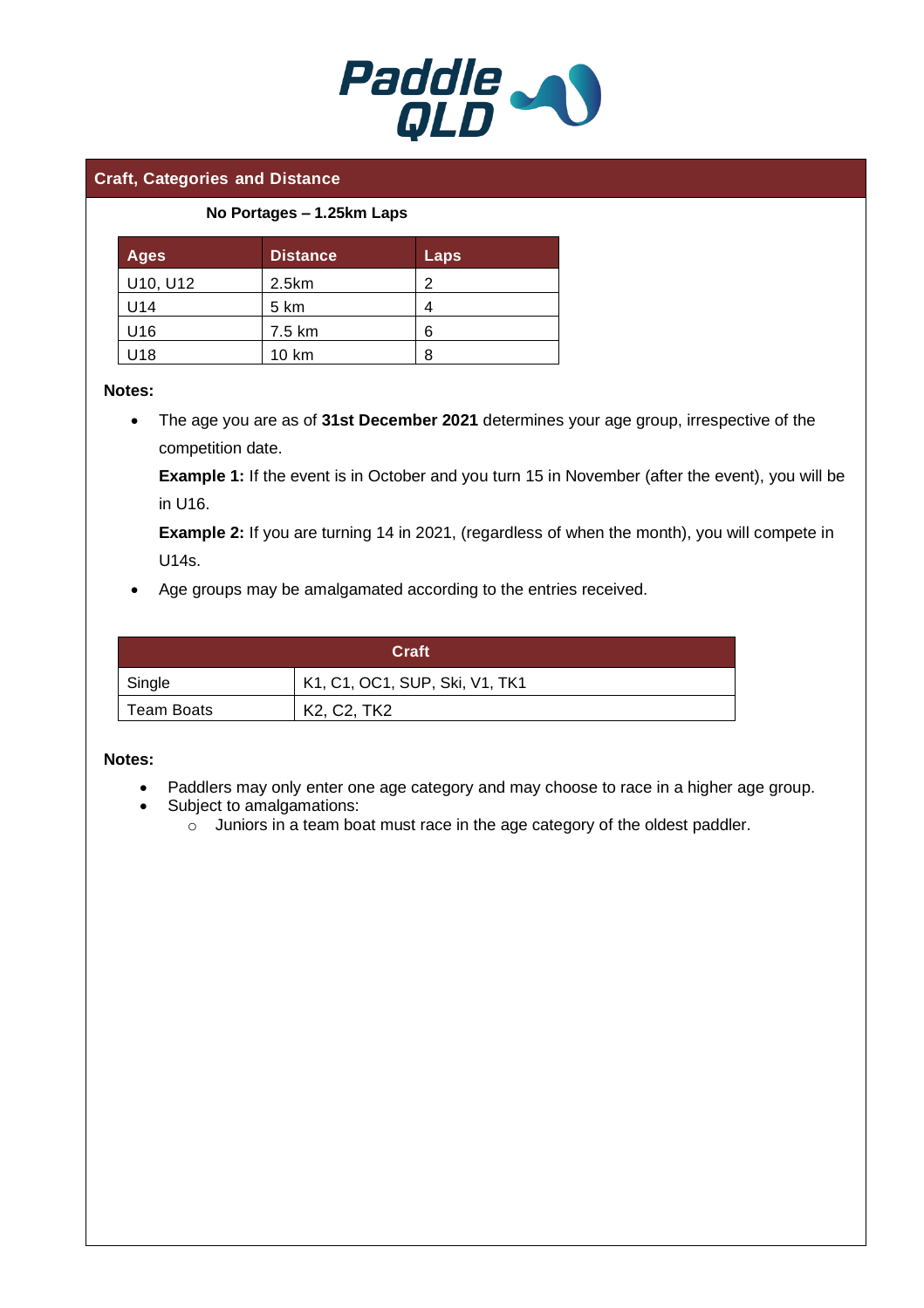## Craft, Categories and Distance

**No Portages – 1.25km Laps**

| Ages | Distance | Laps |
|---|---|---|
| U10, U12 | 2.5km | 2 |
| U14 | 5 km | 4 |
| U16 | 7.5 km | 6 |
| U18 | 10 km | 8 |

**Notes:**

- The age you are as of **31st December 2021** determines your age group, irrespective of the competition date.

  **Example 1:** If the event is in October and you turn 15 in November (after the event), you will be in U16.

  **Example 2:** If you are turning 14 in 2021, (regardless of when the month), you will compete in U14s.

- Age groups may be amalgamated according to the entries received.

| Craft | |
|---|---|
| Single | K1, C1, OC1, SUP, Ski, V1, TK1 |
| Team Boats | K2, C2, TK2 |

**Notes:**

- Paddlers may only enter one age category and may choose to race in a higher age group.
- Subject to amalgamations:
  - Juniors in a team boat must race in the age category of the oldest paddler.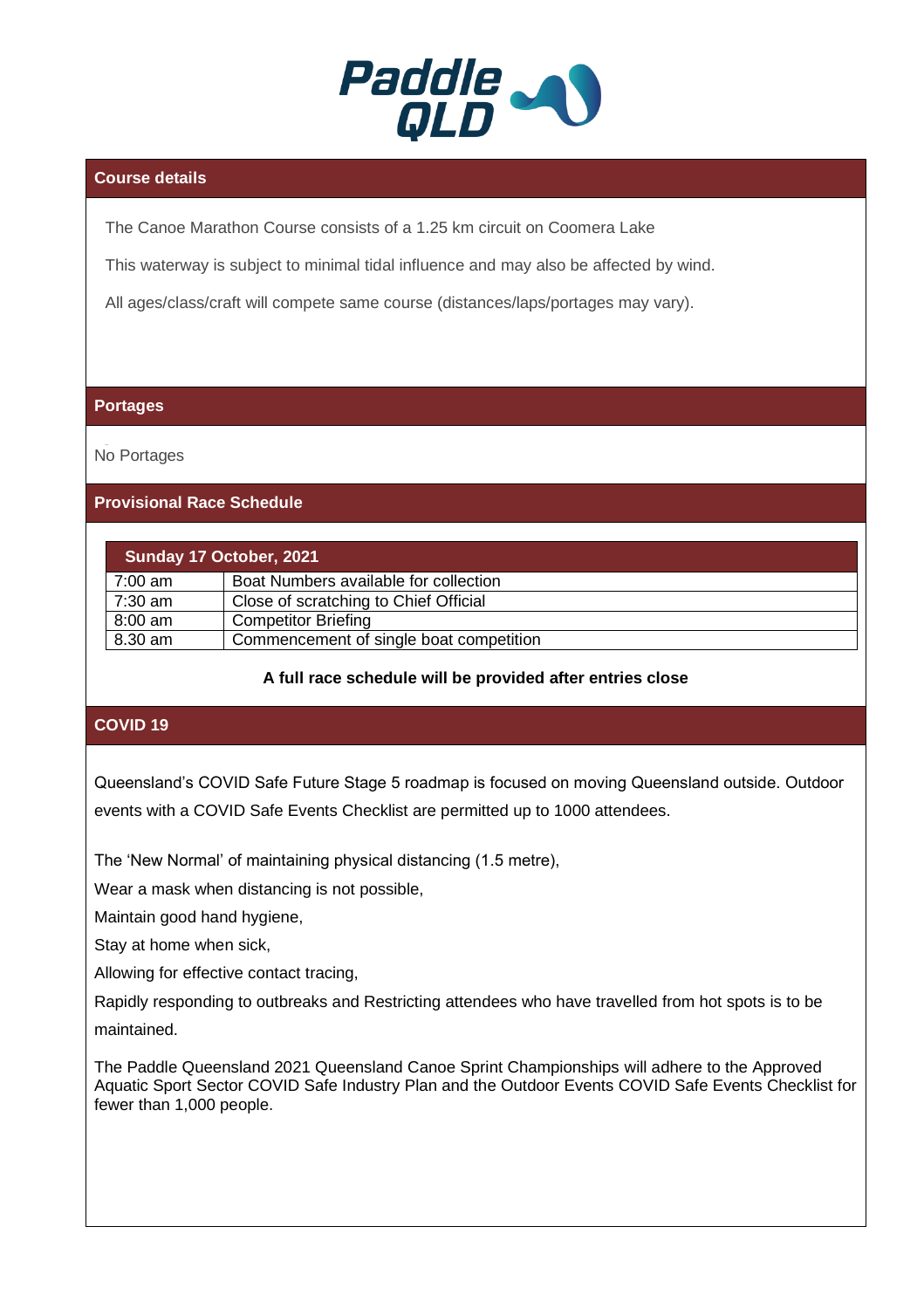Paddle QLD

## Course details

The Canoe Marathon Course consists of a 1.25 km circuit on Coomera Lake

This waterway is subject to minimal tidal influence and may also be affected by wind.

All ages/class/craft will compete same course (distances/laps/portages may vary).

## Portages

No Portages

## Provisional Race Schedule

| Sunday 17 October, 2021 | |
|---|---|
| 7:00 am | Boat Numbers available for collection |
| 7:30 am | Close of scratching to Chief Official |
| 8:00 am | Competitor Briefing |
| 8.30 am | Commencement of single boat competition |

**A full race schedule will be provided after entries close**

## COVID 19

Queensland's COVID Safe Future Stage 5 roadmap is focused on moving Queensland outside. Outdoor events with a COVID Safe Events Checklist are permitted up to 1000 attendees.

The 'New Normal' of maintaining physical distancing (1.5 metre),

Wear a mask when distancing is not possible,

Maintain good hand hygiene,

Stay at home when sick,

Allowing for effective contact tracing,

Rapidly responding to outbreaks and Restricting attendees who have travelled from hot spots is to be maintained.

The Paddle Queensland 2021 Queensland Canoe Sprint Championships will adhere to the Approved Aquatic Sport Sector COVID Safe Industry Plan and the Outdoor Events COVID Safe Events Checklist for fewer than 1,000 people.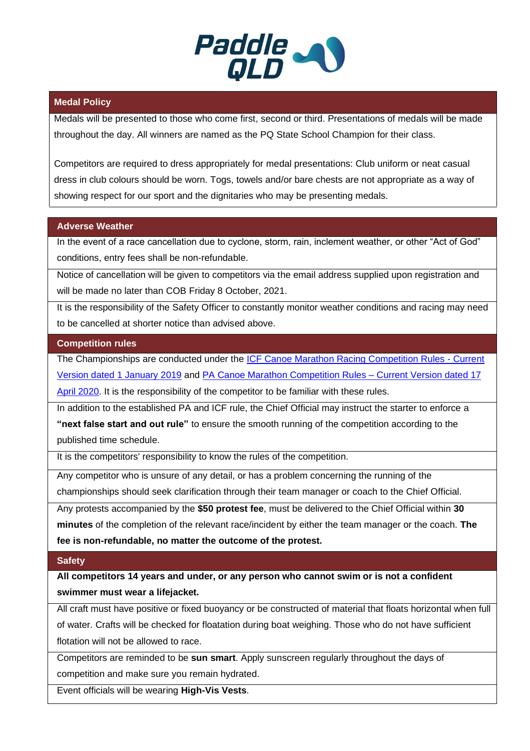## Medal Policy

Medals will be presented to those who come first, second or third. Presentations of medals will be made throughout the day. All winners are named as the PQ State School Champion for their class.

Competitors are required to dress appropriately for medal presentations: Club uniform or neat casual dress in club colours should be worn. Togs, towels and/or bare chests are not appropriate as a way of showing respect for our sport and the dignitaries who may be presenting medals.

## Adverse Weather

In the event of a race cancellation due to cyclone, storm, rain, inclement weather, or other "Act of God" conditions, entry fees shall be non-refundable.

Notice of cancellation will be given to competitors via the email address supplied upon registration and will be made no later than COB Friday 8 October, 2021.

It is the responsibility of the Safety Officer to constantly monitor weather conditions and racing may need to be cancelled at shorter notice than advised above.

## Competition rules

The Championships are conducted under the [ICF Canoe Marathon Racing Competition Rules - Current Version dated 1 January 2019] and [PA Canoe Marathon Competition Rules – Current Version dated 17 April 2020]. It is the responsibility of the competitor to be familiar with these rules.

In addition to the established PA and ICF rule, the Chief Official may instruct the starter to enforce a **"next false start and out rule"** to ensure the smooth running of the competition according to the published time schedule.

It is the competitors' responsibility to know the rules of the competition.

Any competitor who is unsure of any detail, or has a problem concerning the running of the championships should seek clarification through their team manager or coach to the Chief Official.

Any protests accompanied by the **$50 protest fee**, must be delivered to the Chief Official within **30 minutes** of the completion of the relevant race/incident by either the team manager or the coach. **The fee is non-refundable, no matter the outcome of the protest.**

## Safety

**All competitors 14 years and under, or any person who cannot swim or is not a confident swimmer must wear a lifejacket.**

All craft must have positive or fixed buoyancy or be constructed of material that floats horizontal when full of water. Crafts will be checked for floatation during boat weighing. Those who do not have sufficient flotation will not be allowed to race.

Competitors are reminded to be **sun smart**. Apply sunscreen regularly throughout the days of competition and make sure you remain hydrated.

Event officials will be wearing **High-Vis Vests**.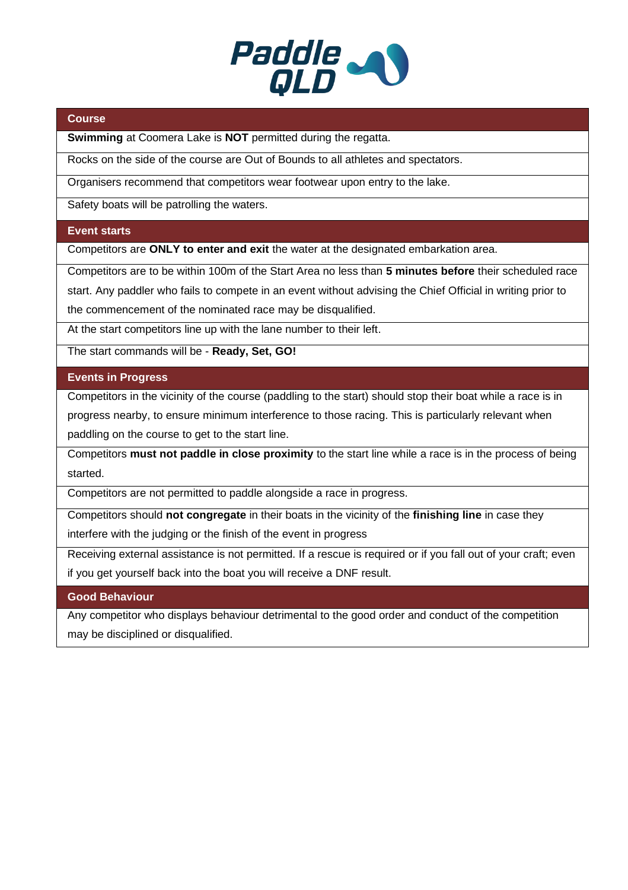Paddle QLD

## Course

**Swimming** at Coomera Lake is **NOT** permitted during the regatta.

Rocks on the side of the course are Out of Bounds to all athletes and spectators.

Organisers recommend that competitors wear footwear upon entry to the lake.

Safety boats will be patrolling the waters.

## Event starts

Competitors are **ONLY to enter and exit** the water at the designated embarkation area.

Competitors are to be within 100m of the Start Area no less than **5 minutes before** their scheduled race start. Any paddler who fails to compete in an event without advising the Chief Official in writing prior to the commencement of the nominated race may be disqualified.

At the start competitors line up with the lane number to their left.

The start commands will be - **Ready, Set, GO!**

## Events in Progress

Competitors in the vicinity of the course (paddling to the start) should stop their boat while a race is in progress nearby, to ensure minimum interference to those racing. This is particularly relevant when paddling on the course to get to the start line.

Competitors **must not paddle in close proximity** to the start line while a race is in the process of being started.

Competitors are not permitted to paddle alongside a race in progress.

Competitors should **not congregate** in their boats in the vicinity of the **finishing line** in case they interfere with the judging or the finish of the event in progress

Receiving external assistance is not permitted. If a rescue is required or if you fall out of your craft; even if you get yourself back into the boat you will receive a DNF result.

## Good Behaviour

Any competitor who displays behaviour detrimental to the good order and conduct of the competition may be disciplined or disqualified.